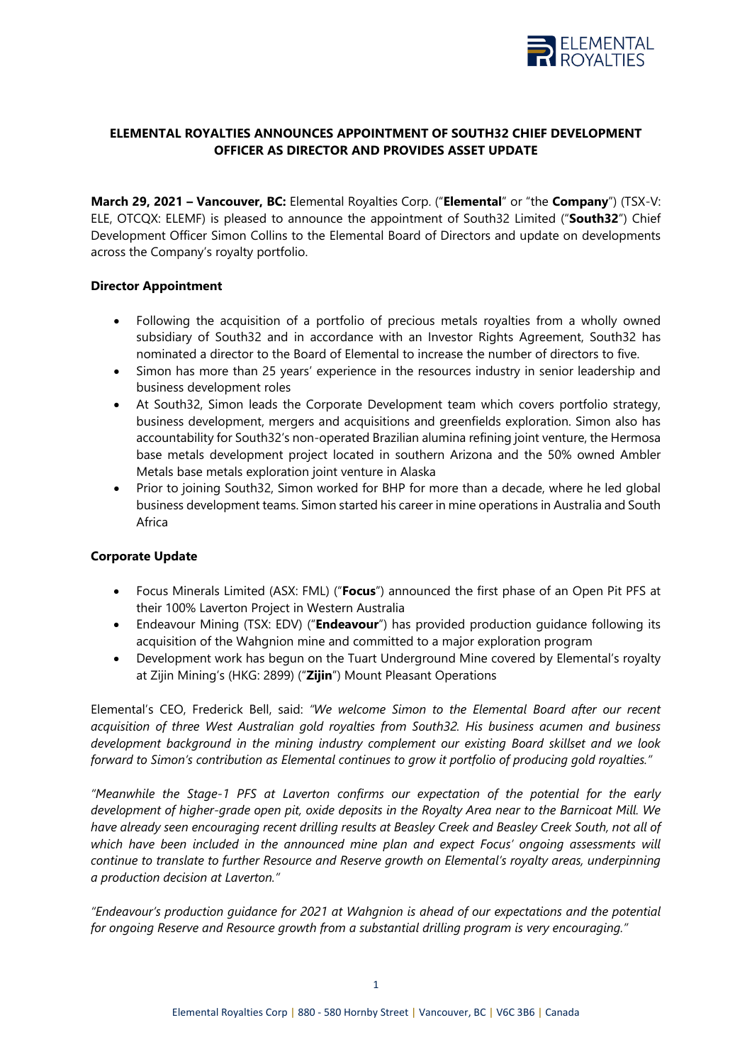# ELEMENTAL ROYALTIES ANNOUNCES APPOINTMENT OF SOUTH32 CHIEF DEVELOPMENT OFFICER AS DIRECTOR AND PROVIDES ASSET UPDATE

**March 29, 2021 – Vancouver, BC:** Elemental Royalties Corp. ("**Elemental**" or "the **Company**") (TSX-V: ELE, OTCQX: ELEMF) is pleased to announce the appointment of South32 Limited ("**South32**") Chief Development Officer Simon Collins to the Elemental Board of Directors and update on developments across the Company's royalty portfolio.

### Director Appointment

- Following the acquisition of a portfolio of precious metals royalties from a wholly owned subsidiary of South32 and in accordance with an Investor Rights Agreement, South32 has nominated a director to the Board of Elemental to increase the number of directors to five.
- Simon has more than 25 years' experience in the resources industry in senior leadership and business development roles
- At South32, Simon leads the Corporate Development team which covers portfolio strategy, business development, mergers and acquisitions and greenfields exploration. Simon also has accountability for South32's non-operated Brazilian alumina refining joint venture, the Hermosa base metals development project located in southern Arizona and the 50% owned Ambler Metals base metals exploration joint venture in Alaska
- Prior to joining South32, Simon worked for BHP for more than a decade, where he led global business development teams. Simon started his career in mine operations in Australia and South Africa

### Corporate Update

- Focus Minerals Limited (ASX: FML) ("**Focus**") announced the first phase of an Open Pit PFS at their 100% Laverton Project in Western Australia
- Endeavour Mining (TSX: EDV) ("**Endeavour**") has provided production guidance following its acquisition of the Wahgnion mine and committed to a major exploration program
- Development work has begun on the Tuart Underground Mine covered by Elemental's royalty at Zijin Mining's (HKG: 2899) ("**Zijin**") Mount Pleasant Operations

Elemental's CEO, Frederick Bell, said: *"We welcome Simon to the Elemental Board after our recent acquisition of three West Australian gold royalties from South32. His business acumen and business development background in the mining industry complement our existing Board skillset and we look forward to Simon's contribution as Elemental continues to grow it portfolio of producing gold royalties."*

*"Meanwhile the Stage-1 PFS at Laverton confirms our expectation of the potential for the early development of higher-grade open pit, oxide deposits in the Royalty Area near to the Barnicoat Mill. We have already seen encouraging recent drilling results at Beasley Creek and Beasley Creek South, not all of which have been included in the announced mine plan and expect Focus' ongoing assessments will continue to translate to further Resource and Reserve growth on Elemental's royalty areas, underpinning a production decision at Laverton."*

*"Endeavour's production guidance for 2021 at Wahgnion is ahead of our expectations and the potential for ongoing Reserve and Resource growth from a substantial drilling program is very encouraging."*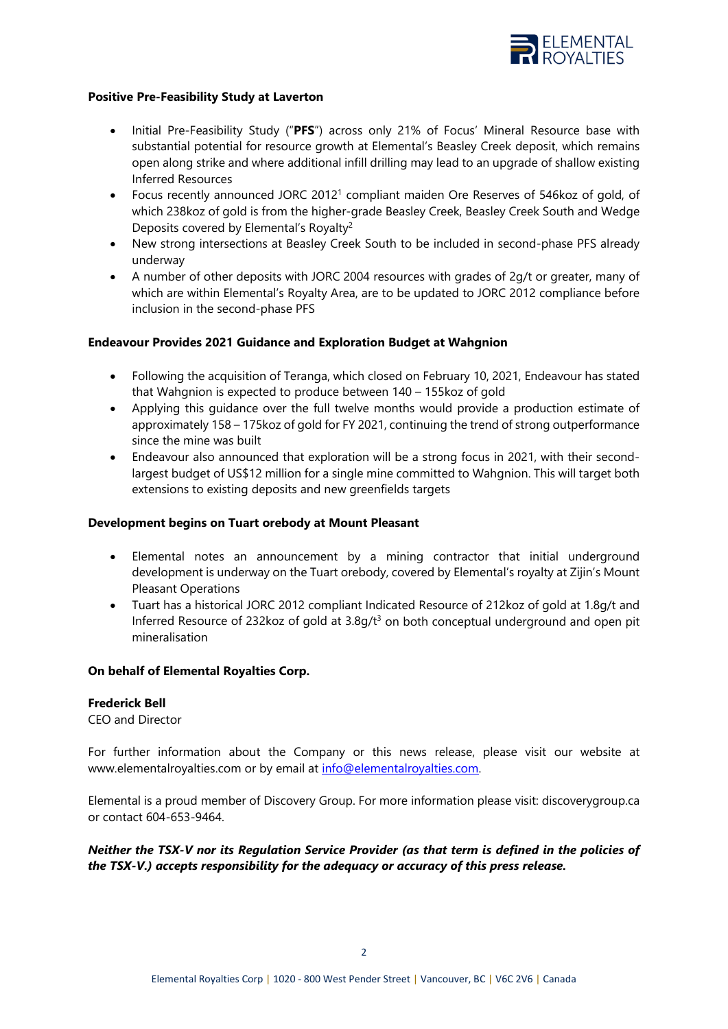**Positive Pre-Feasibility Study at Laverton**

- Initial Pre-Feasibility Study ("**PFS**") across only 21% of Focus' Mineral Resource base with substantial potential for resource growth at Elemental's Beasley Creek deposit, which remains open along strike and where additional infill drilling may lead to an upgrade of shallow existing Inferred Resources
- Focus recently announced JORC 2012[1] compliant maiden Ore Reserves of 546koz of gold, of which 238koz of gold is from the higher-grade Beasley Creek, Beasley Creek South and Wedge Deposits covered by Elemental's Royalty[2]
- New strong intersections at Beasley Creek South to be included in second-phase PFS already underway
- A number of other deposits with JORC 2004 resources with grades of 2g/t or greater, many of which are within Elemental's Royalty Area, are to be updated to JORC 2012 compliance before inclusion in the second-phase PFS

**Endeavour Provides 2021 Guidance and Exploration Budget at Wahgnion**

- Following the acquisition of Teranga, which closed on February 10, 2021, Endeavour has stated that Wahgnion is expected to produce between 140 – 155koz of gold
- Applying this guidance over the full twelve months would provide a production estimate of approximately 158 – 175koz of gold for FY 2021, continuing the trend of strong outperformance since the mine was built
- Endeavour also announced that exploration will be a strong focus in 2021, with their second-largest budget of US$12 million for a single mine committed to Wahgnion. This will target both extensions to existing deposits and new greenfields targets

**Development begins on Tuart orebody at Mount Pleasant**

- Elemental notes an announcement by a mining contractor that initial underground development is underway on the Tuart orebody, covered by Elemental's royalty at Zijin's Mount Pleasant Operations
- Tuart has a historical JORC 2012 compliant Indicated Resource of 212koz of gold at 1.8g/t and Inferred Resource of 232koz of gold at 3.8g/t[3] on both conceptual underground and open pit mineralisation

**On behalf of Elemental Royalties Corp.**

**Frederick Bell**
CEO and Director

For further information about the Company or this news release, please visit our website at www.elementalroyalties.com or by email at info@elementalroyalties.com.

Elemental is a proud member of Discovery Group. For more information please visit: discoverygroup.ca or contact 604-653-9464.

***Neither the TSX-V nor its Regulation Service Provider (as that term is defined in the policies of the TSX-V.) accepts responsibility for the adequacy or accuracy of this press release.***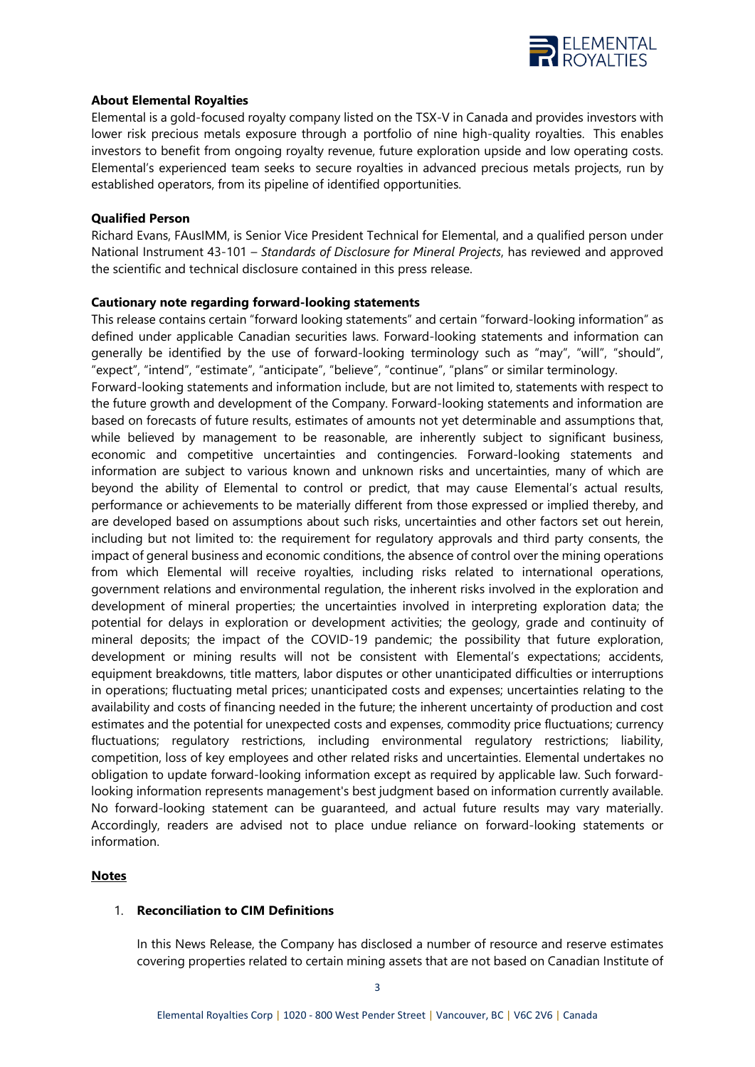**About Elemental Royalties**

Elemental is a gold-focused royalty company listed on the TSX-V in Canada and provides investors with lower risk precious metals exposure through a portfolio of nine high-quality royalties. This enables investors to benefit from ongoing royalty revenue, future exploration upside and low operating costs. Elemental's experienced team seeks to secure royalties in advanced precious metals projects, run by established operators, from its pipeline of identified opportunities.

**Qualified Person**

Richard Evans, FAusIMM, is Senior Vice President Technical for Elemental, and a qualified person under National Instrument 43-101 – *Standards of Disclosure for Mineral Projects*, has reviewed and approved the scientific and technical disclosure contained in this press release.

**Cautionary note regarding forward-looking statements**

This release contains certain "forward looking statements" and certain "forward-looking information" as defined under applicable Canadian securities laws. Forward-looking statements and information can generally be identified by the use of forward-looking terminology such as "may", "will", "should", "expect", "intend", "estimate", "anticipate", "believe", "continue", "plans" or similar terminology.

Forward-looking statements and information include, but are not limited to, statements with respect to the future growth and development of the Company. Forward-looking statements and information are based on forecasts of future results, estimates of amounts not yet determinable and assumptions that, while believed by management to be reasonable, are inherently subject to significant business, economic and competitive uncertainties and contingencies. Forward-looking statements and information are subject to various known and unknown risks and uncertainties, many of which are beyond the ability of Elemental to control or predict, that may cause Elemental's actual results, performance or achievements to be materially different from those expressed or implied thereby, and are developed based on assumptions about such risks, uncertainties and other factors set out herein, including but not limited to: the requirement for regulatory approvals and third party consents, the impact of general business and economic conditions, the absence of control over the mining operations from which Elemental will receive royalties, including risks related to international operations, government relations and environmental regulation, the inherent risks involved in the exploration and development of mineral properties; the uncertainties involved in interpreting exploration data; the potential for delays in exploration or development activities; the geology, grade and continuity of mineral deposits; the impact of the COVID-19 pandemic; the possibility that future exploration, development or mining results will not be consistent with Elemental's expectations; accidents, equipment breakdowns, title matters, labor disputes or other unanticipated difficulties or interruptions in operations; fluctuating metal prices; unanticipated costs and expenses; uncertainties relating to the availability and costs of financing needed in the future; the inherent uncertainty of production and cost estimates and the potential for unexpected costs and expenses, commodity price fluctuations; currency fluctuations; regulatory restrictions, including environmental regulatory restrictions; liability, competition, loss of key employees and other related risks and uncertainties. Elemental undertakes no obligation to update forward-looking information except as required by applicable law. Such forward-looking information represents management's best judgment based on information currently available. No forward-looking statement can be guaranteed, and actual future results may vary materially. Accordingly, readers are advised not to place undue reliance on forward-looking statements or information.

**Notes**

1. **Reconciliation to CIM Definitions**

   In this News Release, the Company has disclosed a number of resource and reserve estimates covering properties related to certain mining assets that are not based on Canadian Institute of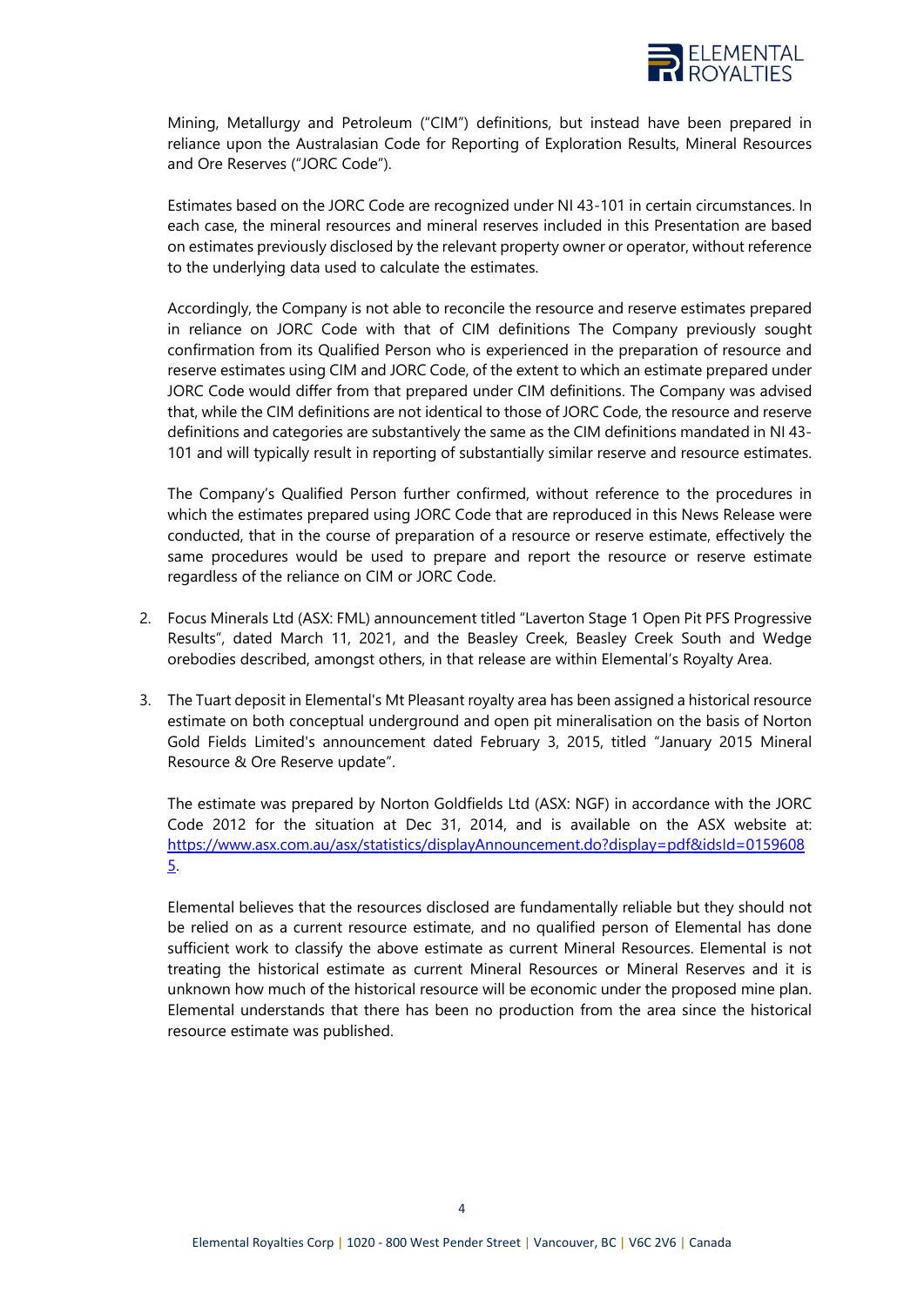Mining, Metallurgy and Petroleum ("CIM") definitions, but instead have been prepared in reliance upon the Australasian Code for Reporting of Exploration Results, Mineral Resources and Ore Reserves ("JORC Code").

Estimates based on the JORC Code are recognized under NI 43-101 in certain circumstances. In each case, the mineral resources and mineral reserves included in this Presentation are based on estimates previously disclosed by the relevant property owner or operator, without reference to the underlying data used to calculate the estimates.

Accordingly, the Company is not able to reconcile the resource and reserve estimates prepared in reliance on JORC Code with that of CIM definitions The Company previously sought confirmation from its Qualified Person who is experienced in the preparation of resource and reserve estimates using CIM and JORC Code, of the extent to which an estimate prepared under JORC Code would differ from that prepared under CIM definitions. The Company was advised that, while the CIM definitions are not identical to those of JORC Code, the resource and reserve definitions and categories are substantively the same as the CIM definitions mandated in NI 43-101 and will typically result in reporting of substantially similar reserve and resource estimates.

The Company's Qualified Person further confirmed, without reference to the procedures in which the estimates prepared using JORC Code that are reproduced in this News Release were conducted, that in the course of preparation of a resource or reserve estimate, effectively the same procedures would be used to prepare and report the resource or reserve estimate regardless of the reliance on CIM or JORC Code.

2. Focus Minerals Ltd (ASX: FML) announcement titled "Laverton Stage 1 Open Pit PFS Progressive Results", dated March 11, 2021, and the Beasley Creek, Beasley Creek South and Wedge orebodies described, amongst others, in that release are within Elemental's Royalty Area.

3. The Tuart deposit in Elemental's Mt Pleasant royalty area has been assigned a historical resource estimate on both conceptual underground and open pit mineralisation on the basis of Norton Gold Fields Limited's announcement dated February 3, 2015, titled "January 2015 Mineral Resource & Ore Reserve update".

   The estimate was prepared by Norton Goldfields Ltd (ASX: NGF) in accordance with the JORC Code 2012 for the situation at Dec 31, 2014, and is available on the ASX website at: [https://www.asx.com.au/asx/statistics/displayAnnouncement.do?display=pdf&idsId=01596085](https://www.asx.com.au/asx/statistics/displayAnnouncement.do?display=pdf&idsId=01596085).

   Elemental believes that the resources disclosed are fundamentally reliable but they should not be relied on as a current resource estimate, and no qualified person of Elemental has done sufficient work to classify the above estimate as current Mineral Resources. Elemental is not treating the historical estimate as current Mineral Resources or Mineral Reserves and it is unknown how much of the historical resource will be economic under the proposed mine plan. Elemental understands that there has been no production from the area since the historical resource estimate was published.